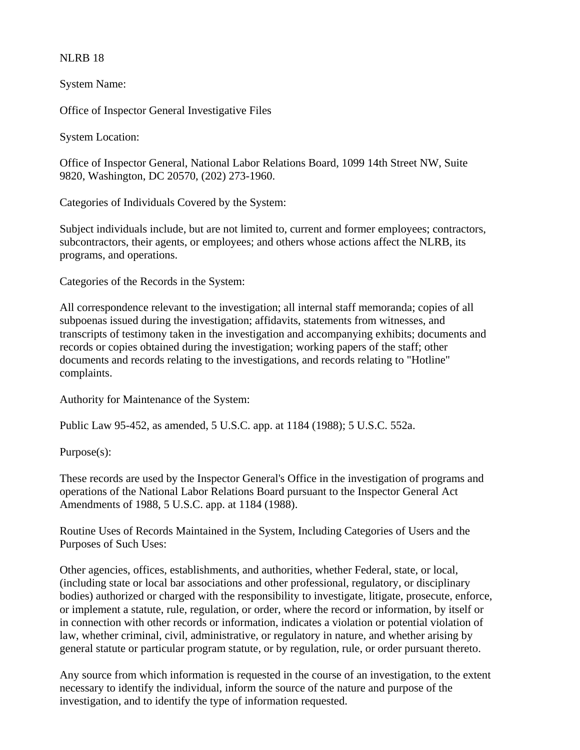NLRB 18

System Name:

Office of Inspector General Investigative Files

System Location:

Office of Inspector General, National Labor Relations Board, 1099 14th Street NW, Suite 9820, Washington, DC 20570, (202) 273-1960.

Categories of Individuals Covered by the System:

Subject individuals include, but are not limited to, current and former employees; contractors, subcontractors, their agents, or employees; and others whose actions affect the NLRB, its programs, and operations.

Categories of the Records in the System:

All correspondence relevant to the investigation; all internal staff memoranda; copies of all subpoenas issued during the investigation; affidavits, statements from witnesses, and transcripts of testimony taken in the investigation and accompanying exhibits; documents and records or copies obtained during the investigation; working papers of the staff; other documents and records relating to the investigations, and records relating to "Hotline" complaints.

Authority for Maintenance of the System:

Public Law 95-452, as amended, 5 U.S.C. app. at 1184 (1988); 5 U.S.C. 552a.

Purpose(s):

These records are used by the Inspector General's Office in the investigation of programs and operations of the National Labor Relations Board pursuant to the Inspector General Act Amendments of 1988, 5 U.S.C. app. at 1184 (1988).

Routine Uses of Records Maintained in the System, Including Categories of Users and the Purposes of Such Uses:

Other agencies, offices, establishments, and authorities, whether Federal, state, or local, (including state or local bar associations and other professional, regulatory, or disciplinary bodies) authorized or charged with the responsibility to investigate, litigate, prosecute, enforce, or implement a statute, rule, regulation, or order, where the record or information, by itself or in connection with other records or information, indicates a violation or potential violation of law, whether criminal, civil, administrative, or regulatory in nature, and whether arising by general statute or particular program statute, or by regulation, rule, or order pursuant thereto.

Any source from which information is requested in the course of an investigation, to the extent necessary to identify the individual, inform the source of the nature and purpose of the investigation, and to identify the type of information requested.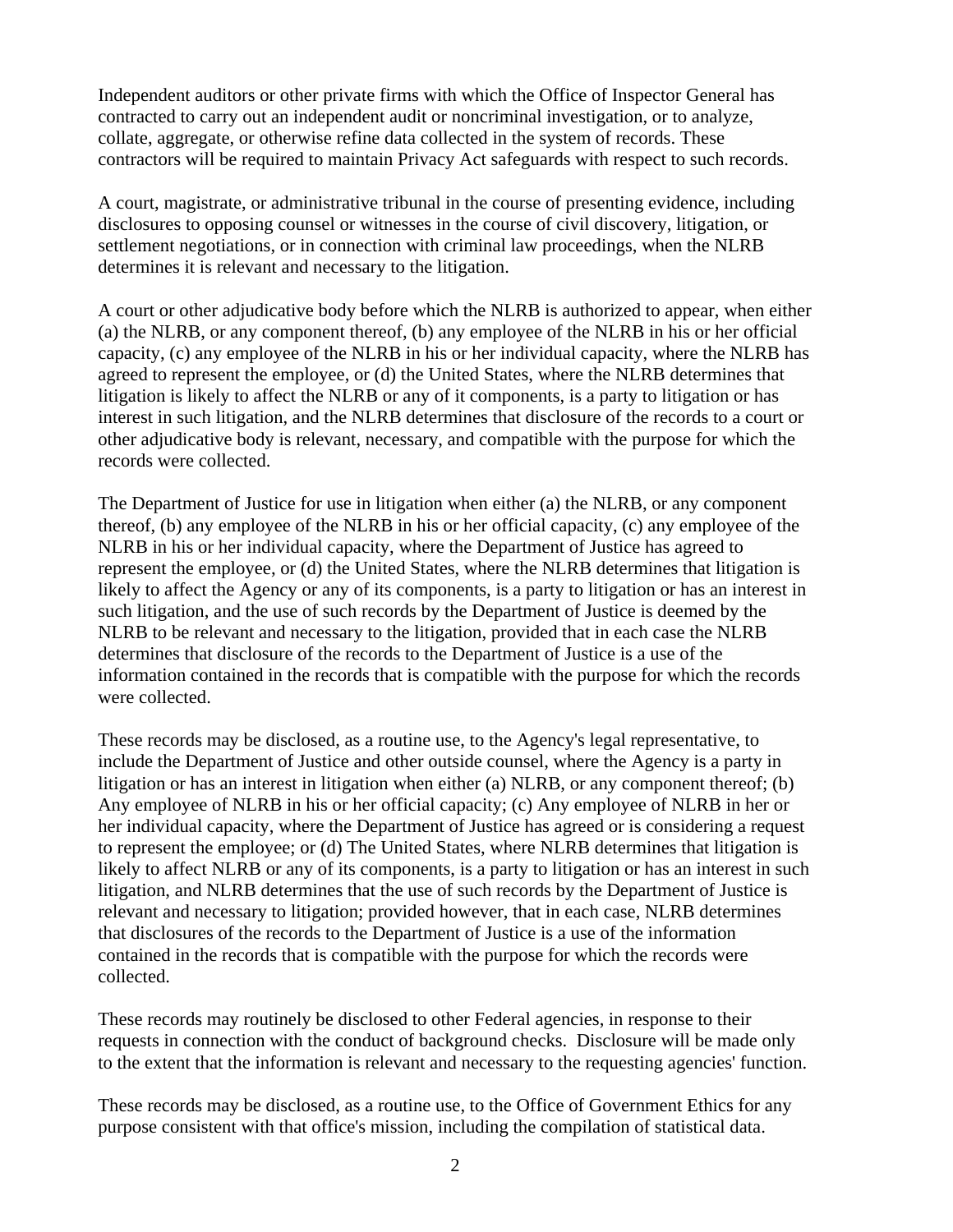Independent auditors or other private firms with which the Office of Inspector General has contracted to carry out an independent audit or noncriminal investigation, or to analyze, collate, aggregate, or otherwise refine data collected in the system of records. These contractors will be required to maintain Privacy Act safeguards with respect to such records.

A court, magistrate, or administrative tribunal in the course of presenting evidence, including disclosures to opposing counsel or witnesses in the course of civil discovery, litigation, or settlement negotiations, or in connection with criminal law proceedings, when the NLRB determines it is relevant and necessary to the litigation.

A court or other adjudicative body before which the NLRB is authorized to appear, when either (a) the NLRB, or any component thereof, (b) any employee of the NLRB in his or her official capacity, (c) any employee of the NLRB in his or her individual capacity, where the NLRB has agreed to represent the employee, or (d) the United States, where the NLRB determines that litigation is likely to affect the NLRB or any of it components, is a party to litigation or has interest in such litigation, and the NLRB determines that disclosure of the records to a court or other adjudicative body is relevant, necessary, and compatible with the purpose for which the records were collected.

The Department of Justice for use in litigation when either (a) the NLRB, or any component thereof, (b) any employee of the NLRB in his or her official capacity, (c) any employee of the NLRB in his or her individual capacity, where the Department of Justice has agreed to represent the employee, or (d) the United States, where the NLRB determines that litigation is likely to affect the Agency or any of its components, is a party to litigation or has an interest in such litigation, and the use of such records by the Department of Justice is deemed by the NLRB to be relevant and necessary to the litigation, provided that in each case the NLRB determines that disclosure of the records to the Department of Justice is a use of the information contained in the records that is compatible with the purpose for which the records were collected.

These records may be disclosed, as a routine use, to the Agency's legal representative, to include the Department of Justice and other outside counsel, where the Agency is a party in litigation or has an interest in litigation when either (a) NLRB, or any component thereof; (b) Any employee of NLRB in his or her official capacity; (c) Any employee of NLRB in her or her individual capacity, where the Department of Justice has agreed or is considering a request to represent the employee; or (d) The United States, where NLRB determines that litigation is likely to affect NLRB or any of its components, is a party to litigation or has an interest in such litigation, and NLRB determines that the use of such records by the Department of Justice is relevant and necessary to litigation; provided however, that in each case, NLRB determines that disclosures of the records to the Department of Justice is a use of the information contained in the records that is compatible with the purpose for which the records were collected.

These records may routinely be disclosed to other Federal agencies, in response to their requests in connection with the conduct of background checks. Disclosure will be made only to the extent that the information is relevant and necessary to the requesting agencies' function.

These records may be disclosed, as a routine use, to the Office of Government Ethics for any purpose consistent with that office's mission, including the compilation of statistical data.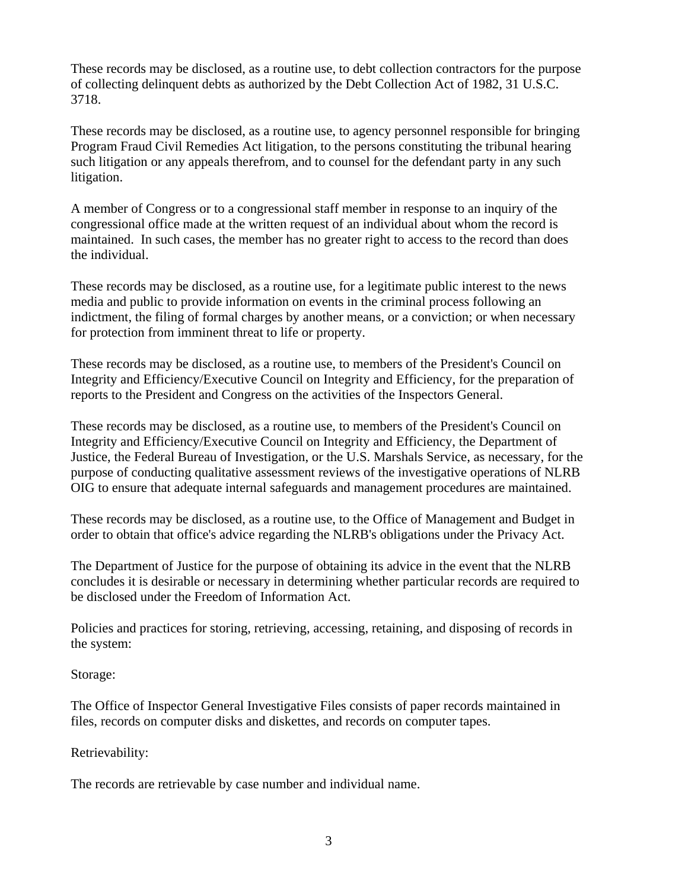These records may be disclosed, as a routine use, to debt collection contractors for the purpose of collecting delinquent debts as authorized by the Debt Collection Act of 1982, 31 U.S.C. 3718.

These records may be disclosed, as a routine use, to agency personnel responsible for bringing Program Fraud Civil Remedies Act litigation, to the persons constituting the tribunal hearing such litigation or any appeals therefrom, and to counsel for the defendant party in any such litigation.

A member of Congress or to a congressional staff member in response to an inquiry of the congressional office made at the written request of an individual about whom the record is maintained. In such cases, the member has no greater right to access to the record than does the individual.

These records may be disclosed, as a routine use, for a legitimate public interest to the news media and public to provide information on events in the criminal process following an indictment, the filing of formal charges by another means, or a conviction; or when necessary for protection from imminent threat to life or property.

These records may be disclosed, as a routine use, to members of the President's Council on Integrity and Efficiency/Executive Council on Integrity and Efficiency, for the preparation of reports to the President and Congress on the activities of the Inspectors General.

These records may be disclosed, as a routine use, to members of the President's Council on Integrity and Efficiency/Executive Council on Integrity and Efficiency, the Department of Justice, the Federal Bureau of Investigation, or the U.S. Marshals Service, as necessary, for the purpose of conducting qualitative assessment reviews of the investigative operations of NLRB OIG to ensure that adequate internal safeguards and management procedures are maintained.

These records may be disclosed, as a routine use, to the Office of Management and Budget in order to obtain that office's advice regarding the NLRB's obligations under the Privacy Act.

The Department of Justice for the purpose of obtaining its advice in the event that the NLRB concludes it is desirable or necessary in determining whether particular records are required to be disclosed under the Freedom of Information Act.

Policies and practices for storing, retrieving, accessing, retaining, and disposing of records in the system:

Storage:

The Office of Inspector General Investigative Files consists of paper records maintained in files, records on computer disks and diskettes, and records on computer tapes.

Retrievability:

The records are retrievable by case number and individual name.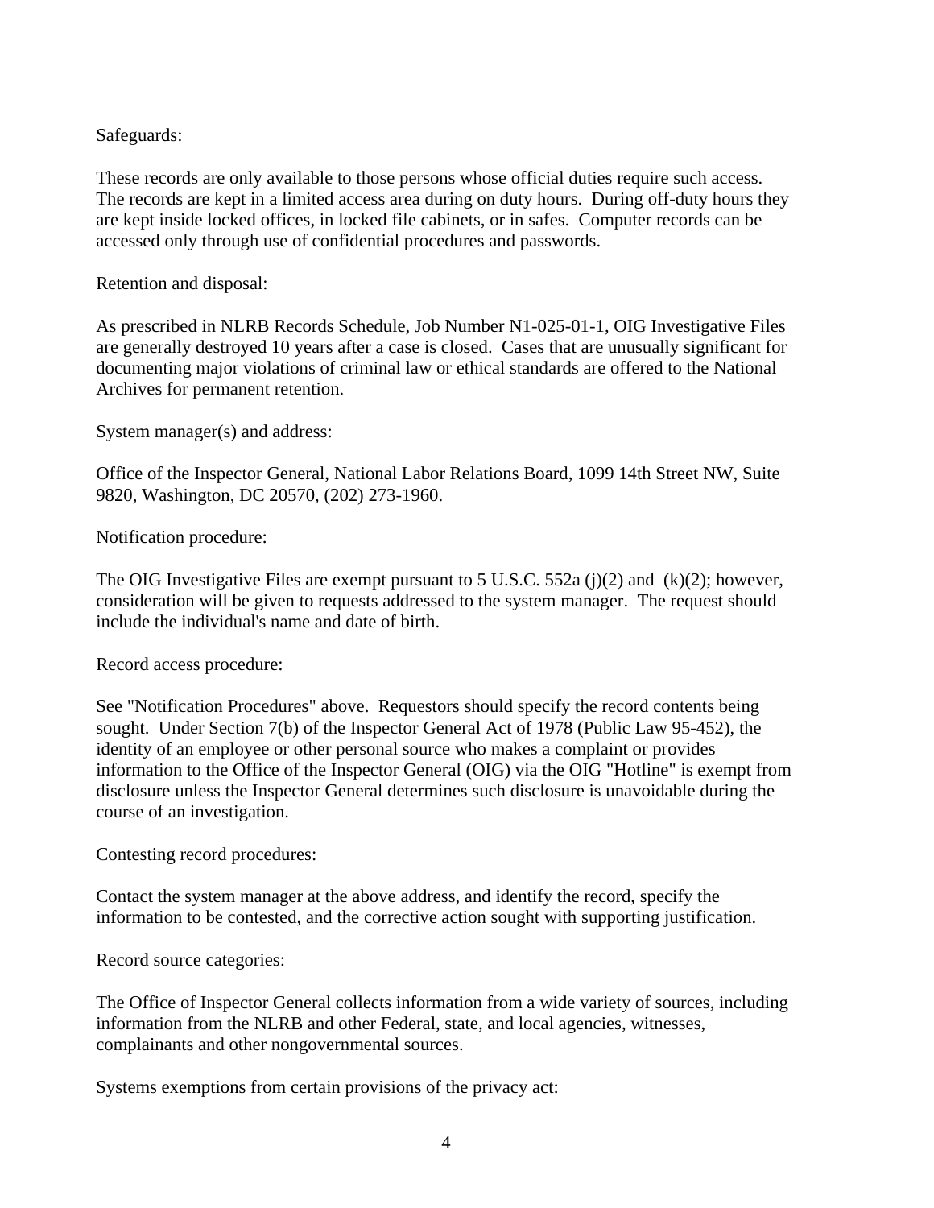Safeguards:

These records are only available to those persons whose official duties require such access. The records are kept in a limited access area during on duty hours. During off-duty hours they are kept inside locked offices, in locked file cabinets, or in safes. Computer records can be accessed only through use of confidential procedures and passwords.

Retention and disposal:

As prescribed in NLRB Records Schedule, Job Number N1-025-01-1, OIG Investigative Files are generally destroyed 10 years after a case is closed. Cases that are unusually significant for documenting major violations of criminal law or ethical standards are offered to the National Archives for permanent retention.

System manager(s) and address:

Office of the Inspector General, National Labor Relations Board, 1099 14th Street NW, Suite 9820, Washington, DC 20570, (202) 273-1960.

Notification procedure:

The OIG Investigative Files are exempt pursuant to 5 U.S.C. 552a (j)(2) and (k)(2); however, consideration will be given to requests addressed to the system manager. The request should include the individual's name and date of birth.

Record access procedure:

See "Notification Procedures" above. Requestors should specify the record contents being sought. Under Section 7(b) of the Inspector General Act of 1978 (Public Law 95-452), the identity of an employee or other personal source who makes a complaint or provides information to the Office of the Inspector General (OIG) via the OIG "Hotline" is exempt from disclosure unless the Inspector General determines such disclosure is unavoidable during the course of an investigation.

Contesting record procedures:

Contact the system manager at the above address, and identify the record, specify the information to be contested, and the corrective action sought with supporting justification.

Record source categories:

The Office of Inspector General collects information from a wide variety of sources, including information from the NLRB and other Federal, state, and local agencies, witnesses, complainants and other nongovernmental sources.

Systems exemptions from certain provisions of the privacy act: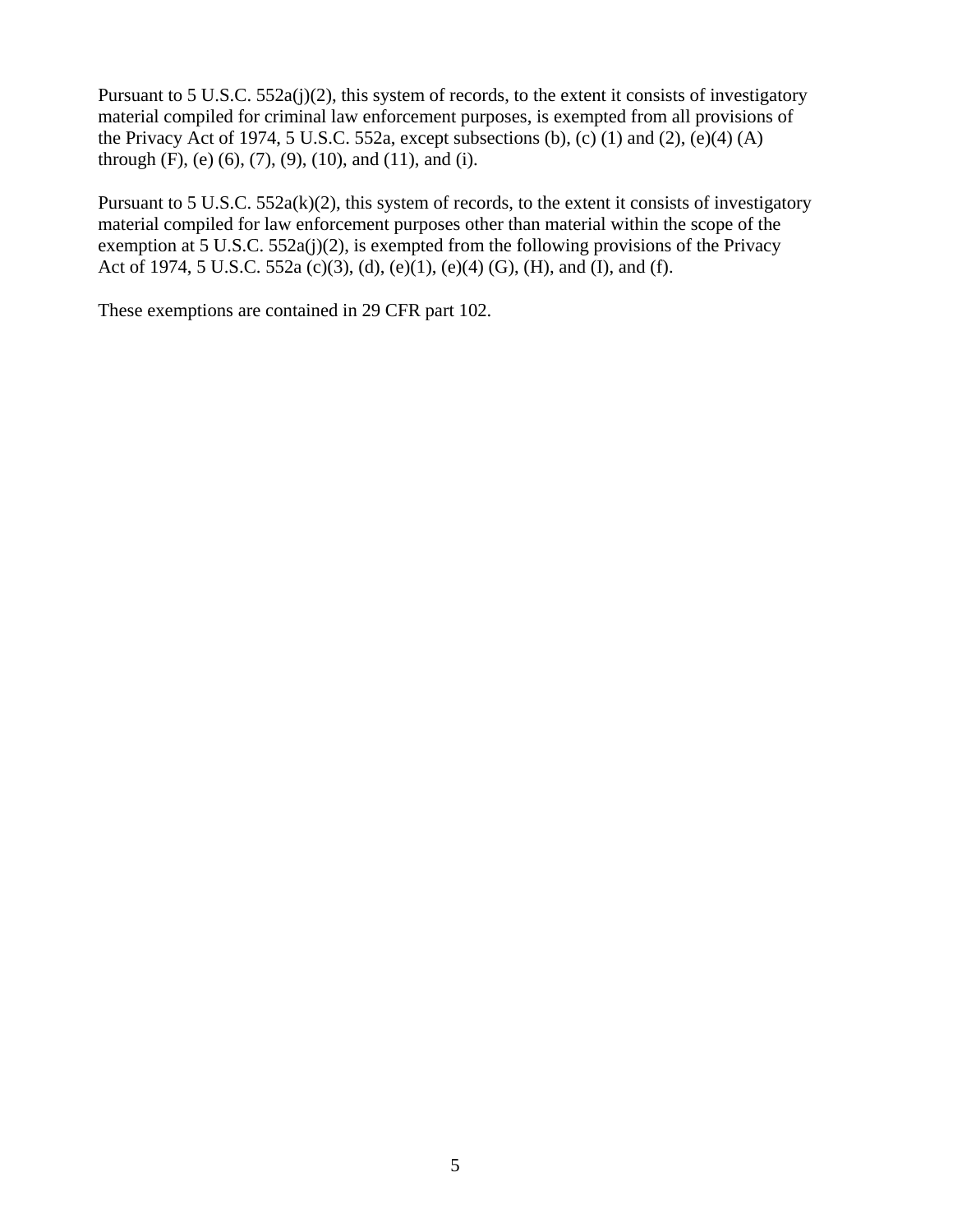Pursuant to 5 U.S.C. 552a(j)(2), this system of records, to the extent it consists of investigatory material compiled for criminal law enforcement purposes, is exempted from all provisions of the Privacy Act of 1974, 5 U.S.C. 552a, except subsections (b), (c) (1) and (2), (e)(4) (A) through (F), (e) (6), (7), (9), (10), and (11), and (i).

Pursuant to 5 U.S.C. 552a(k)(2), this system of records, to the extent it consists of investigatory material compiled for law enforcement purposes other than material within the scope of the exemption at 5 U.S.C. 552a(j)(2), is exempted from the following provisions of the Privacy Act of 1974, 5 U.S.C. 552a (c)(3), (d), (e)(1), (e)(4) (G), (H), and (I), and (f).

These exemptions are contained in 29 CFR part 102.